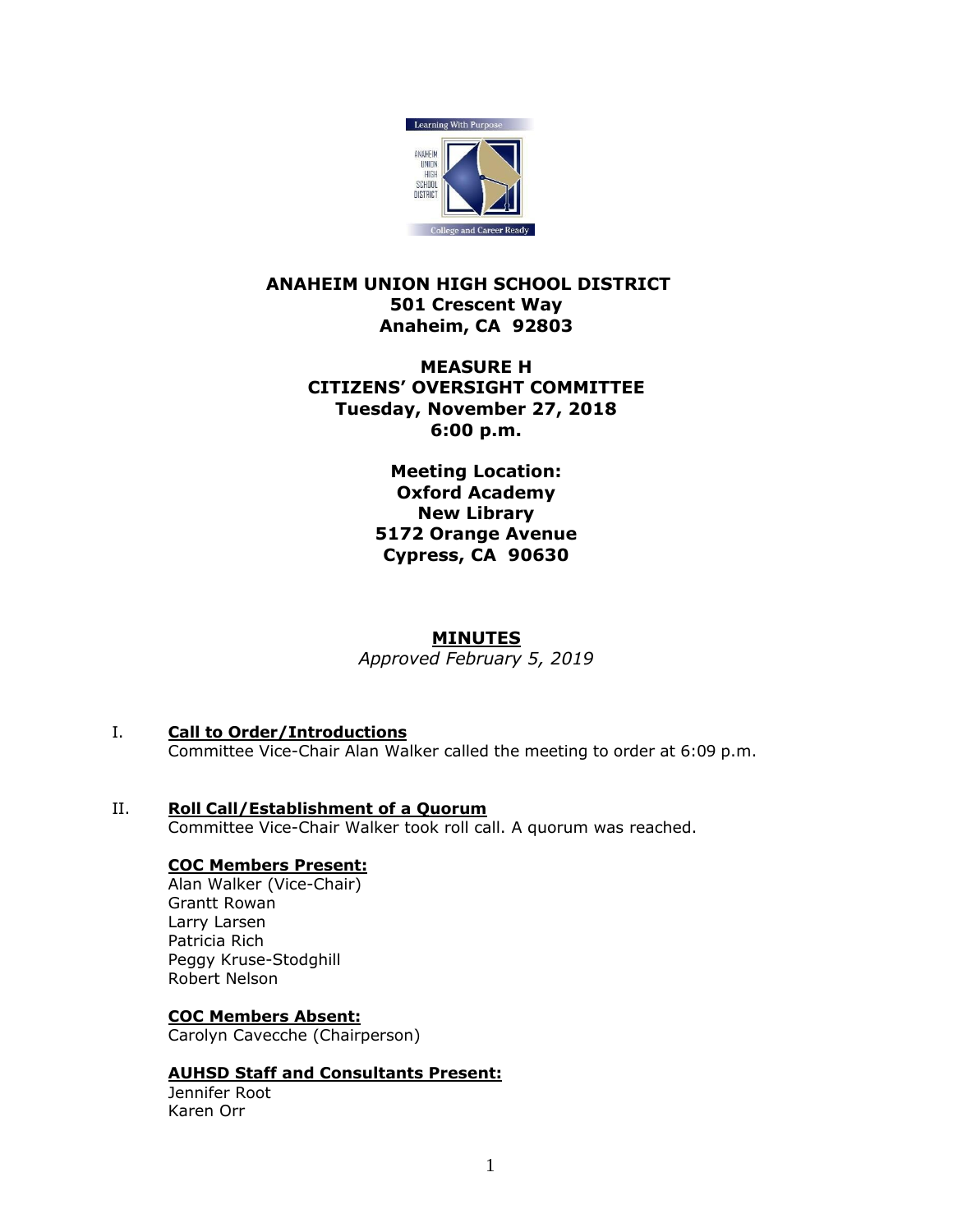**ANAHEIM UNION HIGH SCHOOL DISTRICT**
**501 Crescent Way**
**Anaheim, CA 92803**

**MEASURE H**
**CITIZENS' OVERSIGHT COMMITTEE**
**Tuesday, November 27, 2018**
**6:00 p.m.**

**Meeting Location:**
**Oxford Academy**
**New Library**
**5172 Orange Avenue**
**Cypress, CA 90630**

# MINUTES

*Approved February 5, 2019*

## I. Call to Order/Introductions

Committee Vice-Chair Alan Walker called the meeting to order at 6:09 p.m.

## II. Roll Call/Establishment of a Quorum

Committee Vice-Chair Walker took roll call. A quorum was reached.

**COC Members Present:**

Alan Walker (Vice-Chair)
Grantt Rowan
Larry Larsen
Patricia Rich
Peggy Kruse-Stodghill
Robert Nelson

**COC Members Absent:**

Carolyn Cavecche (Chairperson)

**AUHSD Staff and Consultants Present:**

Jennifer Root
Karen Orr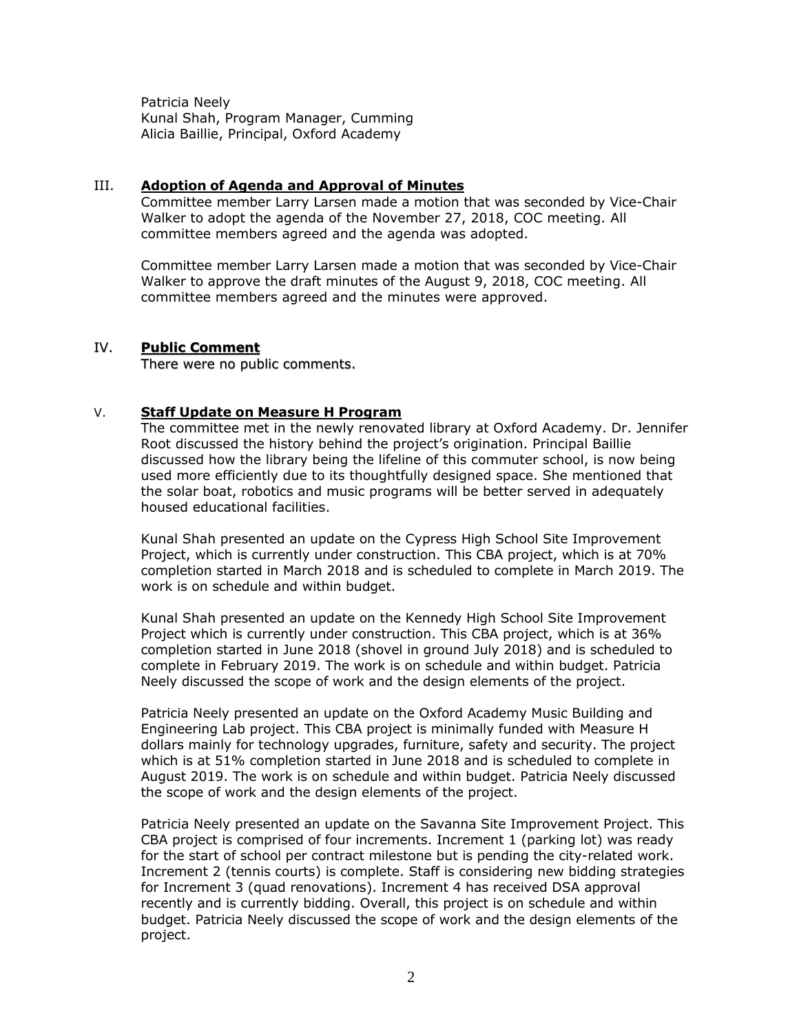Patricia Neely
Kunal Shah, Program Manager, Cumming
Alicia Baillie, Principal, Oxford Academy

## III. **Adoption of Agenda and Approval of Minutes**

Committee member Larry Larsen made a motion that was seconded by Vice-Chair Walker to adopt the agenda of the November 27, 2018, COC meeting. All committee members agreed and the agenda was adopted.

Committee member Larry Larsen made a motion that was seconded by Vice-Chair Walker to approve the draft minutes of the August 9, 2018, COC meeting. All committee members agreed and the minutes were approved.

## IV. **Public Comment**

There were no public comments.

## V. **Staff Update on Measure H Program**

The committee met in the newly renovated library at Oxford Academy. Dr. Jennifer Root discussed the history behind the project's origination. Principal Baillie discussed how the library being the lifeline of this commuter school, is now being used more efficiently due to its thoughtfully designed space. She mentioned that the solar boat, robotics and music programs will be better served in adequately housed educational facilities.

Kunal Shah presented an update on the Cypress High School Site Improvement Project, which is currently under construction. This CBA project, which is at 70% completion started in March 2018 and is scheduled to complete in March 2019. The work is on schedule and within budget.

Kunal Shah presented an update on the Kennedy High School Site Improvement Project which is currently under construction. This CBA project, which is at 36% completion started in June 2018 (shovel in ground July 2018) and is scheduled to complete in February 2019. The work is on schedule and within budget. Patricia Neely discussed the scope of work and the design elements of the project.

Patricia Neely presented an update on the Oxford Academy Music Building and Engineering Lab project. This CBA project is minimally funded with Measure H dollars mainly for technology upgrades, furniture, safety and security. The project which is at 51% completion started in June 2018 and is scheduled to complete in August 2019. The work is on schedule and within budget. Patricia Neely discussed the scope of work and the design elements of the project.

Patricia Neely presented an update on the Savanna Site Improvement Project. This CBA project is comprised of four increments. Increment 1 (parking lot) was ready for the start of school per contract milestone but is pending the city-related work. Increment 2 (tennis courts) is complete. Staff is considering new bidding strategies for Increment 3 (quad renovations). Increment 4 has received DSA approval recently and is currently bidding. Overall, this project is on schedule and within budget. Patricia Neely discussed the scope of work and the design elements of the project.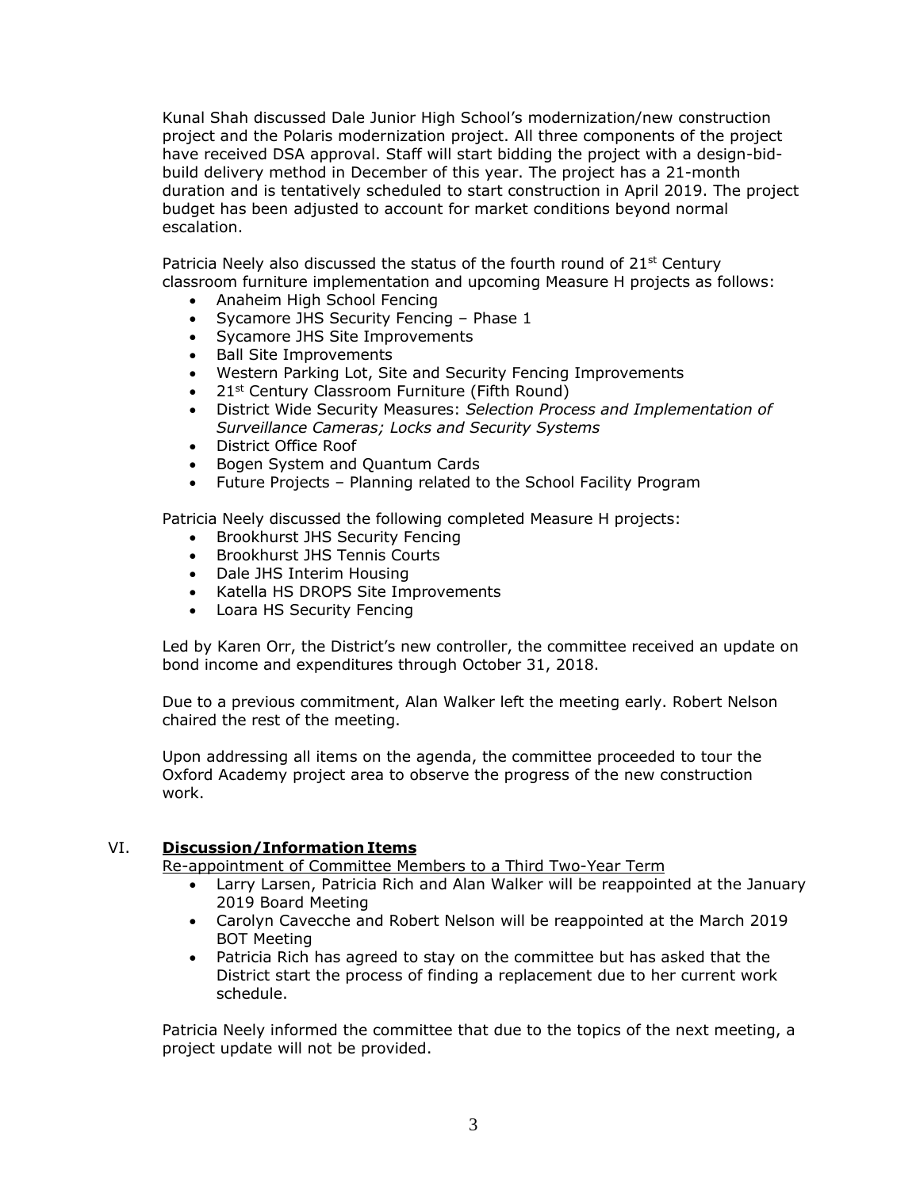Kunal Shah discussed Dale Junior High School's modernization/new construction project and the Polaris modernization project. All three components of the project have received DSA approval. Staff will start bidding the project with a design-bid-build delivery method in December of this year. The project has a 21-month duration and is tentatively scheduled to start construction in April 2019. The project budget has been adjusted to account for market conditions beyond normal escalation.

Patricia Neely also discussed the status of the fourth round of 21st Century classroom furniture implementation and upcoming Measure H projects as follows:

- Anaheim High School Fencing
- Sycamore JHS Security Fencing – Phase 1
- Sycamore JHS Site Improvements
- Ball Site Improvements
- Western Parking Lot, Site and Security Fencing Improvements
- 21st Century Classroom Furniture (Fifth Round)
- District Wide Security Measures: *Selection Process and Implementation of Surveillance Cameras; Locks and Security Systems*
- District Office Roof
- Bogen System and Quantum Cards
- Future Projects – Planning related to the School Facility Program

Patricia Neely discussed the following completed Measure H projects:

- Brookhurst JHS Security Fencing
- Brookhurst JHS Tennis Courts
- Dale JHS Interim Housing
- Katella HS DROPS Site Improvements
- Loara HS Security Fencing

Led by Karen Orr, the District's new controller, the committee received an update on bond income and expenditures through October 31, 2018.

Due to a previous commitment, Alan Walker left the meeting early. Robert Nelson chaired the rest of the meeting.

Upon addressing all items on the agenda, the committee proceeded to tour the Oxford Academy project area to observe the progress of the new construction work.

## VI. **Discussion/Information Items**

Re-appointment of Committee Members to a Third Two-Year Term

- Larry Larsen, Patricia Rich and Alan Walker will be reappointed at the January 2019 Board Meeting
- Carolyn Cavecche and Robert Nelson will be reappointed at the March 2019 BOT Meeting
- Patricia Rich has agreed to stay on the committee but has asked that the District start the process of finding a replacement due to her current work schedule.

Patricia Neely informed the committee that due to the topics of the next meeting, a project update will not be provided.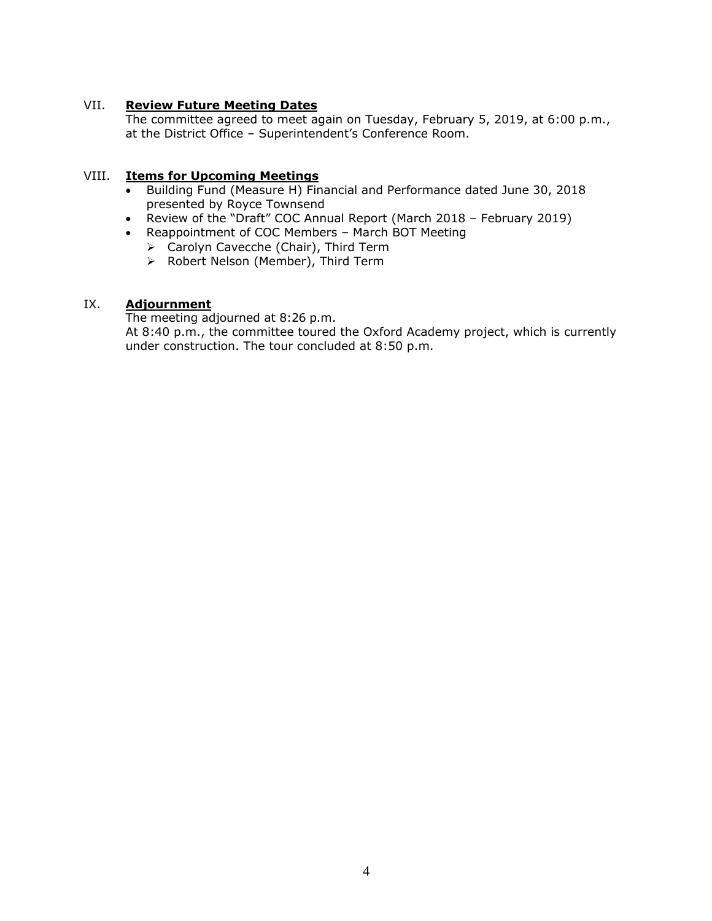VII. **Review Future Meeting Dates**

The committee agreed to meet again on Tuesday, February 5, 2019, at 6:00 p.m., at the District Office – Superintendent's Conference Room.

VIII. **Items for Upcoming Meetings**

- Building Fund (Measure H) Financial and Performance dated June 30, 2018 presented by Royce Townsend
- Review of the "Draft" COC Annual Report (March 2018 – February 2019)
- Reappointment of COC Members – March BOT Meeting
  - Carolyn Cavecche (Chair), Third Term
  - Robert Nelson (Member), Third Term

IX. **Adjournment**

The meeting adjourned at 8:26 p.m.
At 8:40 p.m., the committee toured the Oxford Academy project, which is currently under construction. The tour concluded at 8:50 p.m.